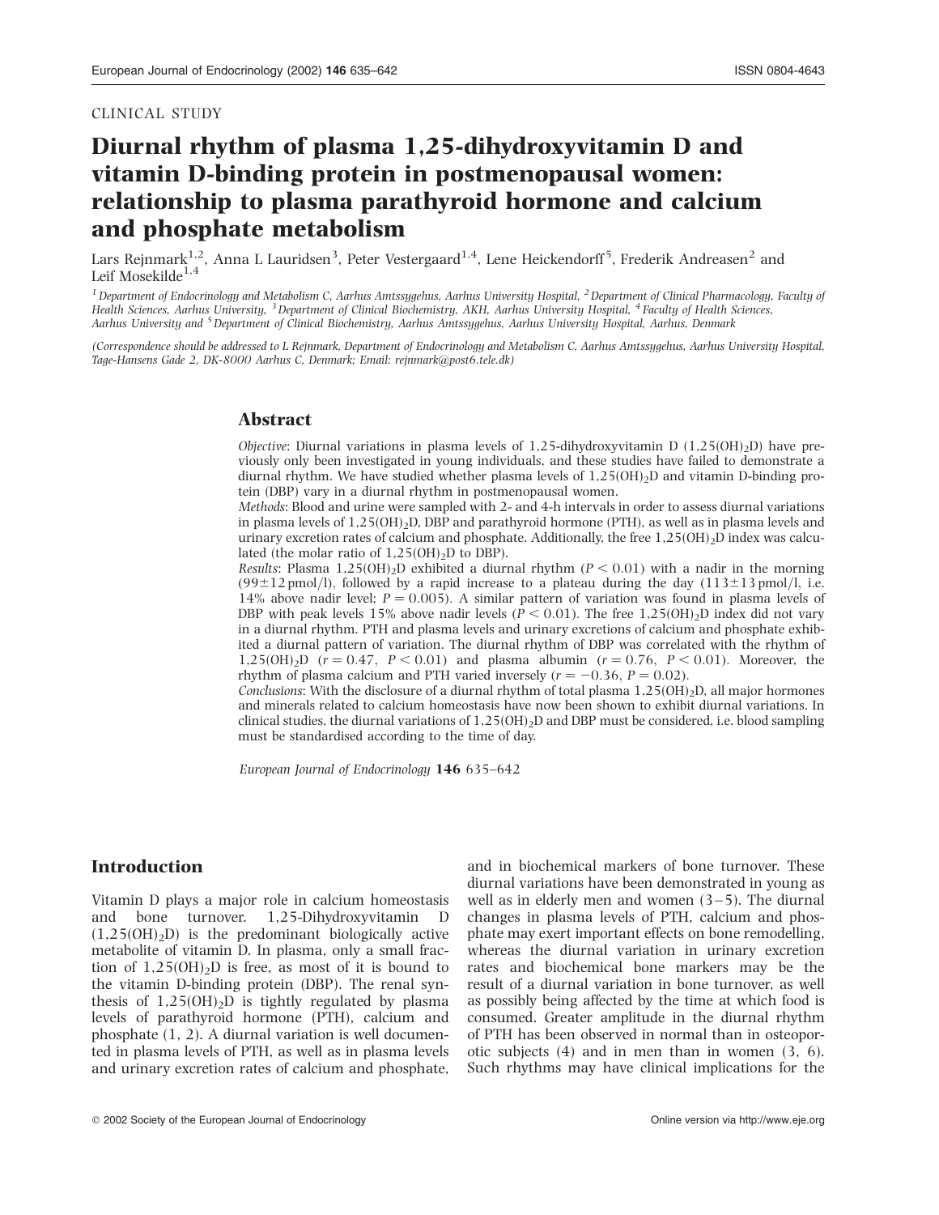CLINICAL STUDY

# Diurnal rhythm of plasma 1,25-dihydroxyvitamin D and vitamin D-binding protein in postmenopausal women: relationship to plasma parathyroid hormone and calcium and phosphate metabolism

Lars Rejnmark[1,2], Anna L Lauridsen[3], Peter Vestergaard[1,4], Lene Heickendorff[5], Frederik Andreasen[2] and Leif Mosekilde[1,4]

[1] Department of Endocrinology and Metabolism C, Aarhus Amtssygehus, Aarhus University Hospital, [2] Department of Clinical Pharmacology, Faculty of Health Sciences, Aarhus University, [3] Department of Clinical Biochemistry, AKH, Aarhus University Hospital, [4] Faculty of Health Sciences, Aarhus University and [5] Department of Clinical Biochemistry, Aarhus Amtssygehus, Aarhus University Hospital, Aarhus, Denmark

*(Correspondence should be addressed to L Rejnmark, Department of Endocrinology and Metabolism C, Aarhus Amtssygehus, Aarhus University Hospital, Tage-Hansens Gade 2, DK-8000 Aarhus C, Denmark; Email: rejnmark@post6.tele.dk)*

## Abstract

*Objective*: Diurnal variations in plasma levels of 1,25-dihydroxyvitamin D ($1,25(OH)_2D$) have previously only been investigated in young individuals, and these studies have failed to demonstrate a diurnal rhythm. We have studied whether plasma levels of $1,25(OH)_2D$ and vitamin D-binding protein (DBP) vary in a diurnal rhythm in postmenopausal women.

*Methods*: Blood and urine were sampled with 2- and 4-h intervals in order to assess diurnal variations in plasma levels of $1,25(OH)_2D$, DBP and parathyroid hormone (PTH), as well as in plasma levels and urinary excretion rates of calcium and phosphate. Additionally, the free $1,25(OH)_2D$ index was calculated (the molar ratio of $1,25(OH)_2D$ to DBP).

*Results*: Plasma $1,25(OH)_2D$ exhibited a diurnal rhythm ($P < 0.01$) with a nadir in the morning (99±12 pmol/l), followed by a rapid increase to a plateau during the day (113±13 pmol/l, i.e. 14% above nadir level; $P = 0.005$). A similar pattern of variation was found in plasma levels of DBP with peak levels 15% above nadir levels ($P < 0.01$). The free $1,25(OH)_2D$ index did not vary in a diurnal rhythm. PTH and plasma levels and urinary excretions of calcium and phosphate exhibited a diurnal pattern of variation. The diurnal rhythm of DBP was correlated with the rhythm of $1,25(OH)_2D$ ($r = 0.47$, $P < 0.01$) and plasma albumin ($r = 0.76$, $P < 0.01$). Moreover, the rhythm of plasma calcium and PTH varied inversely ($r = -0.36$, $P = 0.02$).

*Conclusions*: With the disclosure of a diurnal rhythm of total plasma $1,25(OH)_2D$, all major hormones and minerals related to calcium homeostasis have now been shown to exhibit diurnal variations. In clinical studies, the diurnal variations of $1,25(OH)_2D$ and DBP must be considered, i.e. blood sampling must be standardised according to the time of day.

*European Journal of Endocrinology* **146** 635–642

## Introduction

Vitamin D plays a major role in calcium homeostasis and bone turnover. 1,25-Dihydroxyvitamin D ($1,25(OH)_2D$) is the predominant biologically active metabolite of vitamin D. In plasma, only a small fraction of $1,25(OH)_2D$ is free, as most of it is bound to the vitamin D-binding protein (DBP). The renal synthesis of $1,25(OH)_2D$ is tightly regulated by plasma levels of parathyroid hormone (PTH), calcium and phosphate (1, 2). A diurnal variation is well documented in plasma levels of PTH, as well as in plasma levels and urinary excretion rates of calcium and phosphate, and in biochemical markers of bone turnover. These diurnal variations have been demonstrated in young as well as in elderly men and women (3–5). The diurnal changes in plasma levels of PTH, calcium and phosphate may exert important effects on bone remodelling, whereas the diurnal variation in urinary excretion rates and biochemical bone markers may be the result of a diurnal variation in bone turnover, as well as possibly being affected by the time at which food is consumed. Greater amplitude in the diurnal rhythm of PTH has been observed in normal than in osteoporotic subjects (4) and in men than in women (3, 6). Such rhythms may have clinical implications for the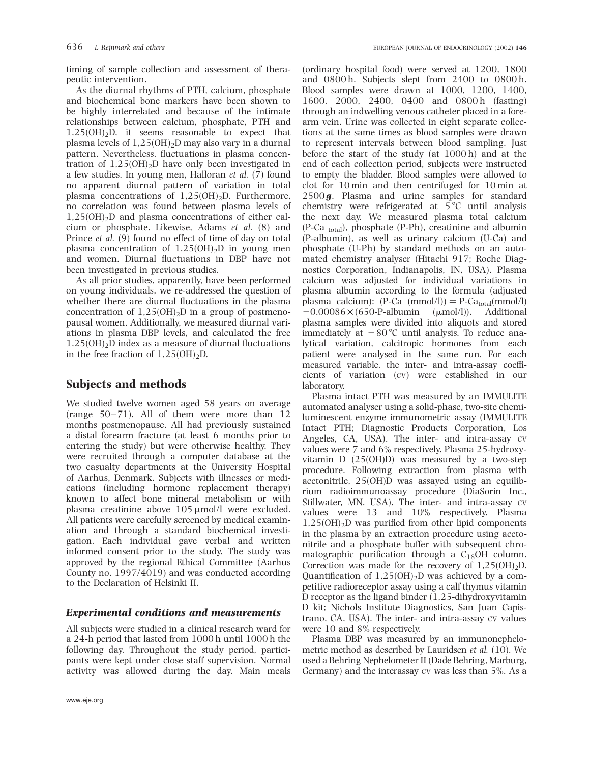timing of sample collection and assessment of therapeutic intervention.

As the diurnal rhythms of PTH, calcium, phosphate and biochemical bone markers have been shown to be highly interrelated and because of the intimate relationships between calcium, phosphate, PTH and $1,25(OH)_2D$, it seems reasonable to expect that plasma levels of $1,25(OH)_2D$ may also vary in a diurnal pattern. Nevertheless, fluctuations in plasma concentration of $1,25(OH)_2D$ have only been investigated in a few studies. In young men, Halloran *et al.* (7) found no apparent diurnal pattern of variation in total plasma concentrations of $1,25(OH)_2D$. Furthermore, no correlation was found between plasma levels of $1,25(OH)_2D$ and plasma concentrations of either calcium or phosphate. Likewise, Adams *et al.* (8) and Prince *et al.* (9) found no effect of time of day on total plasma concentration of $1,25(OH)_2D$ in young men and women. Diurnal fluctuations in DBP have not been investigated in previous studies.

As all prior studies, apparently, have been performed on young individuals, we re-addressed the question of whether there are diurnal fluctuations in the plasma concentration of $1,25(OH)_2D$ in a group of postmenopausal women. Additionally, we measured diurnal variations in plasma DBP levels, and calculated the free $1,25(OH)_2D$ index as a measure of diurnal fluctuations in the free fraction of $1,25(OH)_2D$.

## Subjects and methods

We studied twelve women aged 58 years on average (range 50–71). All of them were more than 12 months postmenopause. All had previously sustained a distal forearm fracture (at least 6 months prior to entering the study) but were otherwise healthy. They were recruited through a computer database at the two casualty departments at the University Hospital of Aarhus, Denmark. Subjects with illnesses or medications (including hormone replacement therapy) known to affect bone mineral metabolism or with plasma creatinine above 105 μmol/l were excluded. All patients were carefully screened by medical examination and through a standard biochemical investigation. Each individual gave verbal and written informed consent prior to the study. The study was approved by the regional Ethical Committee (Aarhus County no. 1997/4019) and was conducted according to the Declaration of Helsinki II.

### *Experimental conditions and measurements*

All subjects were studied in a clinical research ward for a 24-h period that lasted from 1000 h until 1000 h the following day. Throughout the study period, participants were kept under close staff supervision. Normal activity was allowed during the day. Main meals (ordinary hospital food) were served at 1200, 1800 and 0800 h. Subjects slept from 2400 to 0800 h. Blood samples were drawn at 1000, 1200, 1400, 1600, 2000, 2400, 0400 and 0800 h (fasting) through an indwelling venous catheter placed in a forearm vein. Urine was collected in eight separate collections at the same times as blood samples were drawn to represent intervals between blood sampling. Just before the start of the study (at 1000 h) and at the end of each collection period, subjects were instructed to empty the bladder. Blood samples were allowed to clot for 10 min and then centrifuged for 10 min at 2500 ***g***. Plasma and urine samples for standard chemistry were refrigerated at 5 °C until analysis the next day. We measured plasma total calcium (P-Ca $_{total}$), phosphate (P-Ph), creatinine and albumin (P-albumin), as well as urinary calcium (U-Ca) and phosphate (U-Ph) by standard methods on an automated chemistry analyser (Hitachi 917; Roche Diagnostics Corporation, Indianapolis, IN, USA). Plasma calcium was adjusted for individual variations in plasma albumin according to the formula (adjusted plasma calcium): (P-Ca (mmol/l)) = $P\text{-}Ca_{total}$(mmol/l) $-0.00086\times$(650-P-albumin (μmol/l)). Additional plasma samples were divided into aliquots and stored immediately at −80 °C until analysis. To reduce analytical variation, calcitropic hormones from each patient were analysed in the same run. For each measured variable, the inter- and intra-assay coefficients of variation (CV) were established in our laboratory.

Plasma intact PTH was measured by an IMMULITE automated analyser using a solid-phase, two-site chemiluminescent enzyme immunometric assay (IMMULITE Intact PTH; Diagnostic Products Corporation, Los Angeles, CA, USA). The inter- and intra-assay CV values were 7 and 6% respectively. Plasma 25-hydroxyvitamin D (25(OH)D) was measured by a two-step procedure. Following extraction from plasma with acetonitrile, 25(OH)D was assayed using an equilibrium radioimmunoassay procedure (DiaSorin Inc., Stillwater, MN, USA). The inter- and intra-assay CV values were 13 and 10% respectively. Plasma $1,25(OH)_2D$ was purified from other lipid components in the plasma by an extraction procedure using acetonitrile and a phosphate buffer with subsequent chromatographic purification through a $C_{18}OH$ column. Correction was made for the recovery of $1,25(OH)_2D$. Quantification of $1,25(OH)_2D$ was achieved by a competitive radioreceptor assay using a calf thymus vitamin D receptor as the ligand binder (1,25-dihydroxyvitamin D kit; Nichols Institute Diagnostics, San Juan Capistrano, CA, USA). The inter- and intra-assay CV values were 10 and 8% respectively.

Plasma DBP was measured by an immunonephelometric method as described by Lauridsen *et al.* (10). We used a Behring Nephelometer II (Dade Behring, Marburg, Germany) and the interassay CV was less than 5%. As a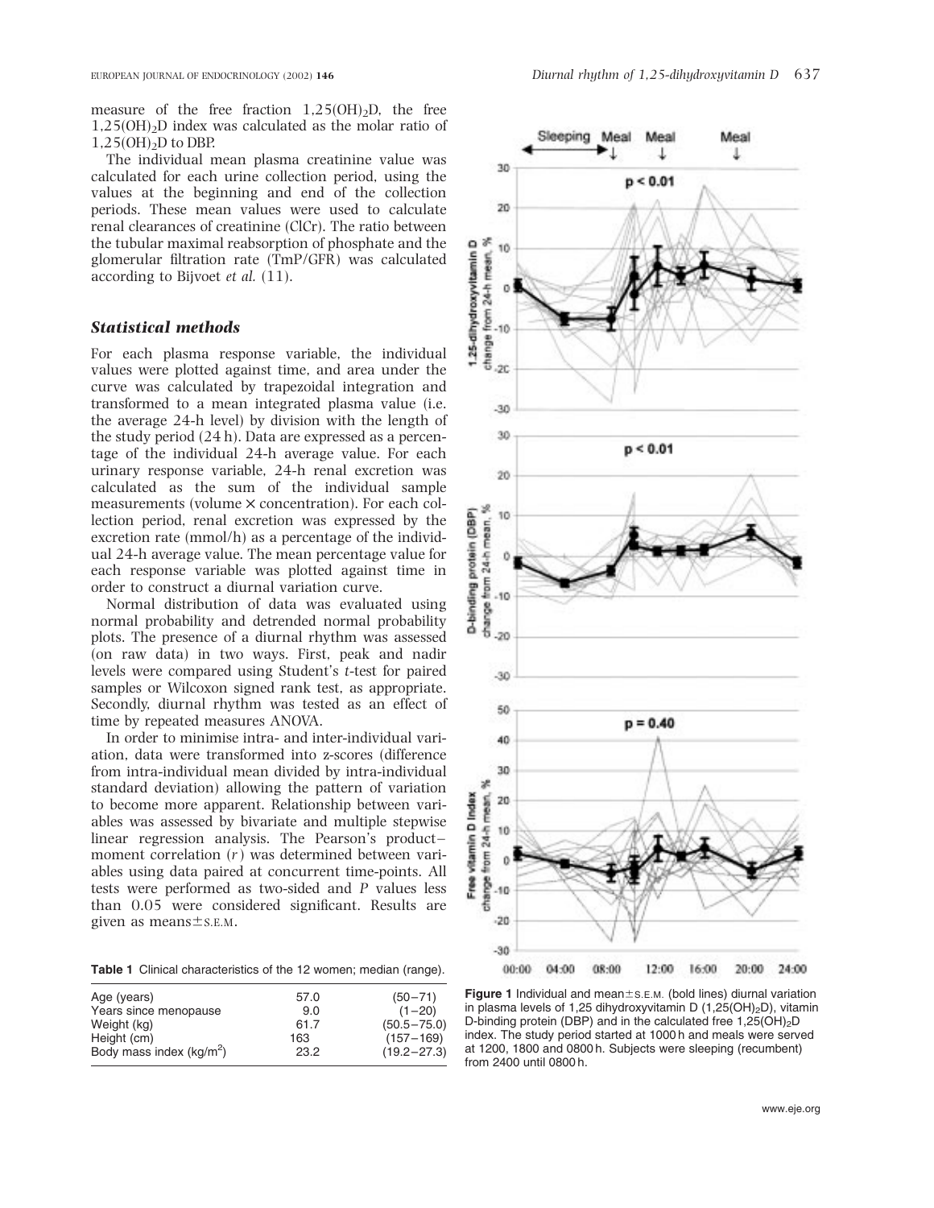measure of the free fraction $1,25(OH)_2D$, the free $1,25(OH)_2D$ index was calculated as the molar ratio of $1,25(OH)_2D$ to DBP.

The individual mean plasma creatinine value was calculated for each urine collection period, using the values at the beginning and end of the collection periods. These mean values were used to calculate renal clearances of creatinine (ClCr). The ratio between the tubular maximal reabsorption of phosphate and the glomerular filtration rate (TmP/GFR) was calculated according to Bijvoet *et al.* (11).

### *Statistical methods*

For each plasma response variable, the individual values were plotted against time, and area under the curve was calculated by trapezoidal integration and transformed to a mean integrated plasma value (i.e. the average 24-h level) by division with the length of the study period (24 h). Data are expressed as a percentage of the individual 24-h average value. For each urinary response variable, 24-h renal excretion was calculated as the sum of the individual sample measurements (volume × concentration). For each collection period, renal excretion was expressed by the excretion rate (mmol/h) as a percentage of the individual 24-h average value. The mean percentage value for each response variable was plotted against time in order to construct a diurnal variation curve.

Normal distribution of data was evaluated using normal probability and detrended normal probability plots. The presence of a diurnal rhythm was assessed (on raw data) in two ways. First, peak and nadir levels were compared using Student's *t*-test for paired samples or Wilcoxon signed rank test, as appropriate. Secondly, diurnal rhythm was tested as an effect of time by repeated measures ANOVA.

In order to minimise intra- and inter-individual variation, data were transformed into z-scores (difference from intra-individual mean divided by intra-individual standard deviation) allowing the pattern of variation to become more apparent. Relationship between variables was assessed by bivariate and multiple stepwise linear regression analysis. The Pearson's product–moment correlation ($r$) was determined between variables using data paired at concurrent time-points. All tests were performed as two-sided and $P$ values less than 0.05 were considered significant. Results are given as means±S.E.M.

**Table 1** Clinical characteristics of the 12 women; median (range).

| | | |
|---|---|---|
| Age (years) | 57.0 | (50–71) |
| Years since menopause | 9.0 | (1–20) |
| Weight (kg) | 61.7 | (50.5–75.0) |
| Height (cm) | 163 | (157–169) |
| Body mass index (kg/m$^2$) | 23.2 | (19.2–27.3) |

Sleeping
Meal
Meal
Meal

p < 0.01

1.25-dihydroxyvitamin D change from 24-h mean, %

p < 0.01

D-binding protein (DBP) change from 24-h mean, %

p = 0.40

Free vitamin D index change from 24-h mean, %

00:00 04:00 08:00 12:00 16:00 20:00 24:00

**Figure 1** Individual and mean±S.E.M. (bold lines) diurnal variation in plasma levels of 1,25 dihydroxyvitamin D ($1,25(OH)_2D$), vitamin D-binding protein (DBP) and in the calculated free $1,25(OH)_2D$ index. The study period started at 1000 h and meals were served at 1200, 1800 and 0800 h. Subjects were sleeping (recumbent) from 2400 until 0800 h.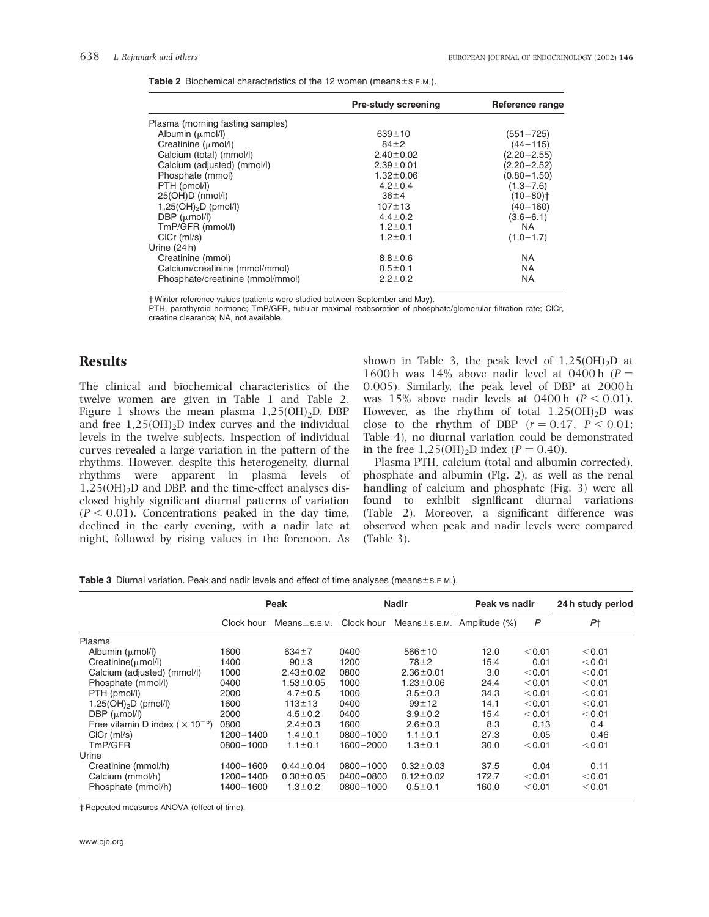**Table 2** Biochemical characteristics of the 12 women (means±S.E.M.).

| | Pre-study screening | Reference range |
|---|---|---|
| Plasma (morning fasting samples) | | |
| Albumin (μmol/l) | 639±10 | (551–725) |
| Creatinine (μmol/l) | 84±2 | (44–115) |
| Calcium (total) (mmol/l) | 2.40±0.02 | (2.20–2.55) |
| Calcium (adjusted) (mmol/l) | 2.39±0.01 | (2.20–2.52) |
| Phosphate (mmol) | 1.32±0.06 | (0.80–1.50) |
| PTH (pmol/l) | 4.2±0.4 | (1.3–7.6) |
| 25(OH)D (nmol/l) | 36±4 | (10–80)† |
| $1,25(OH)_2D$ (pmol/l) | 107±13 | (40–160) |
| DBP (μmol/l) | 4.4±0.2 | (3.6–6.1) |
| TmP/GFR (mmol/l) | 1.2±0.1 | NA |
| ClCr (ml/s) | 1.2±0.1 | (1.0–1.7) |
| Urine (24 h) | | |
| Creatinine (mmol) | 8.8±0.6 | NA |
| Calcium/creatinine (mmol/mmol) | 0.5±0.1 | NA |
| Phosphate/creatinine (mmol/mmol) | 2.2±0.2 | NA |

† Winter reference values (patients were studied between September and May).
PTH, parathyroid hormone; TmP/GFR, tubular maximal reabsorption of phosphate/glomerular filtration rate; ClCr, creatine clearance; NA, not available.

## Results

The clinical and biochemical characteristics of the twelve women are given in Table 1 and Table 2. Figure 1 shows the mean plasma $1,25(OH)_2D$, DBP and free $1,25(OH)_2D$ index curves and the individual levels in the twelve subjects. Inspection of individual curves revealed a large variation in the pattern of the rhythms. However, despite this heterogeneity, diurnal rhythms were apparent in plasma levels of $1,25(OH)_2D$ and DBP, and the time-effect analyses disclosed highly significant diurnal patterns of variation ($P < 0.01$). Concentrations peaked in the day time, declined in the early evening, with a nadir late at night, followed by rising values in the forenoon. As shown in Table 3, the peak level of $1,25(OH)_2D$ at 1600 h was 14% above nadir level at 0400 h ($P = 0.005$). Similarly, the peak level of DBP at 2000 h was 15% above nadir levels at 0400 h ($P < 0.01$). However, as the rhythm of total $1,25(OH)_2D$ was close to the rhythm of DBP ($r = 0.47$, $P < 0.01$; Table 4), no diurnal variation could be demonstrated in the free $1,25(OH)_2D$ index ($P = 0.40$).

Plasma PTH, calcium (total and albumin corrected), phosphate and albumin (Fig. 2), as well as the renal handling of calcium and phosphate (Fig. 3) were all found to exhibit significant diurnal variations (Table 2). Moreover, a significant difference was observed when peak and nadir levels were compared (Table 3).

**Table 3** Diurnal variation. Peak and nadir levels and effect of time analyses (means±S.E.M.).

| | Peak | | Nadir | | Peak vs nadir | | 24 h study period |
|---|---|---|---|---|---|---|---|
| | Clock hour | Means±S.E.M. | Clock hour | Means±S.E.M. | Amplitude (%) | $P$ | $P$† |
| Plasma | | | | | | | |
| Albumin (μmol/l) | 1600 | 634±7 | 0400 | 566±10 | 12.0 | <0.01 | <0.01 |
| Creatinine(μmol/l) | 1400 | 90±3 | 1200 | 78±2 | 15.4 | 0.01 | <0.01 |
| Calcium (adjusted) (mmol/l) | 1000 | 2.43±0.02 | 0800 | 2.36±0.01 | 3.0 | <0.01 | <0.01 |
| Phosphate (mmol/l) | 0400 | 1.53±0.05 | 1000 | 1.23±0.06 | 24.4 | <0.01 | <0.01 |
| PTH (pmol/l) | 2000 | 4.7±0.5 | 1000 | 3.5±0.3 | 34.3 | <0.01 | <0.01 |
| $1.25(OH)_2D$ (pmol/l) | 1600 | 113±13 | 0400 | 99±12 | 14.1 | <0.01 | <0.01 |
| DBP (μmol/l) | 2000 | 4.5±0.2 | 0400 | 3.9±0.2 | 15.4 | <0.01 | <0.01 |
| Free vitamin D index ($\times 10^{-5}$) | 0800 | 2.4±0.3 | 1600 | 2.6±0.3 | 8.3 | 0.13 | 0.4 |
| ClCr (ml/s) | 1200–1400 | 1.4±0.1 | 0800–1000 | 1.1±0.1 | 27.3 | 0.05 | 0.46 |
| TmP/GFR | 0800–1000 | 1.1±0.1 | 1600–2000 | 1.3±0.1 | 30.0 | <0.01 | <0.01 |
| Urine | | | | | | | |
| Creatinine (mmol/h) | 1400–1600 | 0.44±0.04 | 0800–1000 | 0.32±0.03 | 37.5 | 0.04 | 0.11 |
| Calcium (mmol/h) | 1200–1400 | 0.30±0.05 | 0400–0800 | 0.12±0.02 | 172.7 | <0.01 | <0.01 |
| Phosphate (mmol/h) | 1400–1600 | 1.3±0.2 | 0800–1000 | 0.5±0.1 | 160.0 | <0.01 | <0.01 |

† Repeated measures ANOVA (effect of time).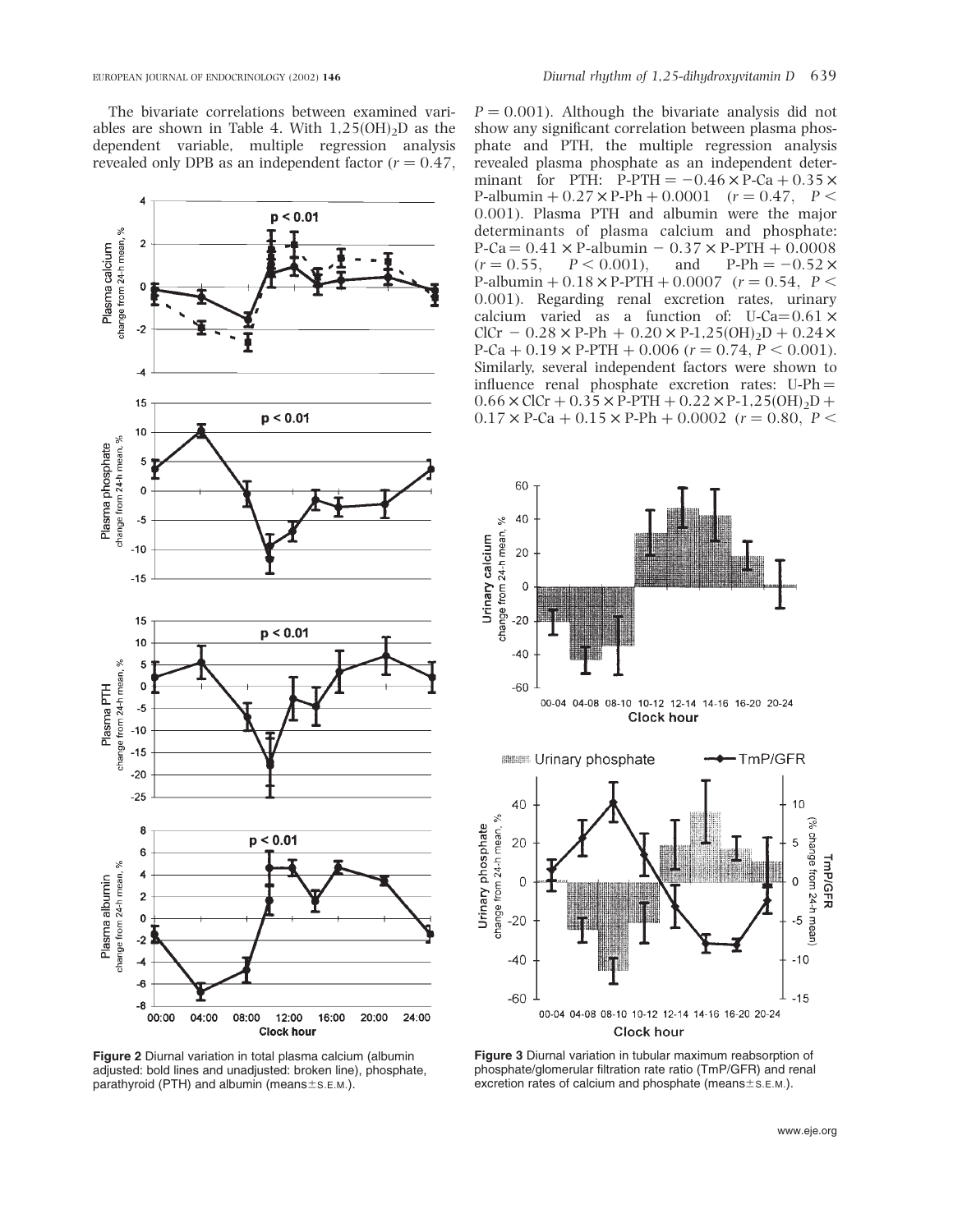The bivariate correlations between examined variables are shown in Table 4. With $1,25(OH)_2D$ as the dependent variable, multiple regression analysis revealed only DPB as an independent factor ($r = 0.47$, $P = 0.001$). Although the bivariate analysis did not show any significant correlation between plasma phosphate and PTH, the multiple regression analysis revealed plasma phosphate as an independent determinant for PTH: $\text{P-PTH} = -0.46 \times \text{P-Ca} + 0.35 \times \text{P-albumin} + 0.27 \times \text{P-Ph} + 0.0001$ ($r = 0.47$, $P < 0.001$). Plasma PTH and albumin were the major determinants of plasma calcium and phosphate: $\text{P-Ca} = 0.41 \times \text{P-albumin} - 0.37 \times \text{P-PTH} + 0.0008$ ($r = 0.55$, $P < 0.001$), and $\text{P-Ph} = -0.52 \times \text{P-albumin} + 0.18 \times \text{P-PTH} + 0.0007$ ($r = 0.54$, $P < 0.001$). Regarding renal excretion rates, urinary calcium varied as a function of: $\text{U-Ca} = 0.61 \times \text{ClCr} - 0.28 \times \text{P-Ph} + 0.20 \times \text{P-}1{,}25(OH)_2D + 0.24 \times \text{P-Ca} + 0.19 \times \text{P-PTH} + 0.006$ ($r = 0.74$, $P < 0.001$). Similarly, several independent factors were shown to influence renal phosphate excretion rates: $\text{U-Ph} = 0.66 \times \text{ClCr} + 0.35 \times \text{P-PTH} + 0.22 \times \text{P-}1{,}25(OH)_2D + 0.17 \times \text{P-Ca} + 0.15 \times \text{P-Ph} + 0.0002$ ($r = 0.80$, $P <$

p < 0.01

Plasma calcium change from 24-h mean, %

p < 0.01

Plasma phosphate change from 24-h mean, %

p < 0.01

Plasma PTH change from 24-h mean, %

p < 0.01

Plasma albumin change from 24-h mean, %

00:00 04:00 08:00 12:00 16:00 20:00 24:00

Clock hour

**Figure 2** Diurnal variation in total plasma calcium (albumin adjusted: bold lines and unadjusted: broken line), phosphate, parathyroid (PTH) and albumin (means±S.E.M.).

Urinary calcium change from 24-h mean, %

00-04 04-08 08-10 10-12 12-14 14-16 16-20 20-24

Clock hour

Urinary phosphate — TmP/GFR

Urinary phosphate change from 24-h mean, %

TmP/GFR (% change from 24-h mean)

00-04 04-08 08-10 10-12 12-14 14-16 16-20 20-24

Clock hour

**Figure 3** Diurnal variation in tubular maximum reabsorption of phosphate/glomerular filtration rate ratio (TmP/GFR) and renal excretion rates of calcium and phosphate (means±S.E.M.).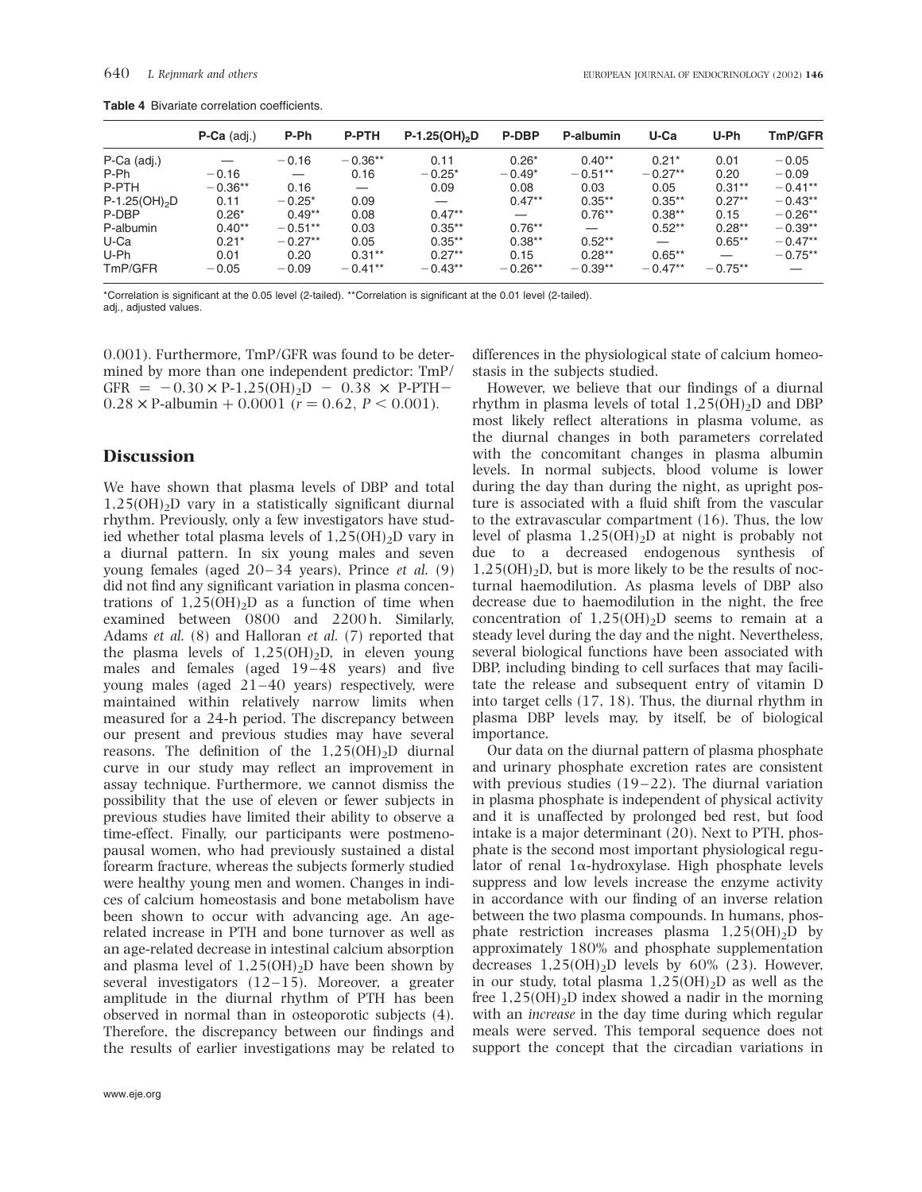**Table 4** Bivariate correlation coefficients.

| | P-Ca (adj.) | P-Ph | P-PTH | P-1.25$(OH)_2$D | P-DBP | P-albumin | U-Ca | U-Ph | TmP/GFR |
|---|---|---|---|---|---|---|---|---|---|
| P-Ca (adj.) | — | −0.16 | −0.36** | 0.11 | 0.26* | 0.40** | 0.21* | 0.01 | −0.05 |
| P-Ph | −0.16 | — | 0.16 | −0.25* | −0.49* | −0.51** | −0.27** | 0.20 | −0.09 |
| P-PTH | −0.36** | 0.16 | — | 0.09 | 0.08 | 0.03 | 0.05 | 0.31** | −0.41** |
| P-1.25$(OH)_2$D | 0.11 | −0.25* | 0.09 | — | 0.47** | 0.35** | 0.35** | 0.27** | −0.43** |
| P-DBP | 0.26* | 0.49** | 0.08 | 0.47** | — | 0.76** | 0.38** | 0.15 | −0.26** |
| P-albumin | 0.40** | −0.51** | 0.03 | 0.35** | 0.76** | — | 0.52** | 0.28** | −0.39** |
| U-Ca | 0.21* | −0.27** | 0.05 | 0.35** | 0.38** | 0.52** | — | 0.65** | −0.47** |
| U-Ph | 0.01 | 0.20 | 0.31** | 0.27** | 0.15 | 0.28** | 0.65** | — | −0.75** |
| TmP/GFR | −0.05 | −0.09 | −0.41** | −0.43** | −0.26** | −0.39** | −0.47** | −0.75** | — |

*Correlation is significant at the 0.05 level (2-tailed). **Correlation is significant at the 0.01 level (2-tailed).
adj., adjusted values.

0.001). Furthermore, TmP/GFR was found to be determined by more than one independent predictor: $\text{TmP/GFR} = -0.30 \times \text{P-1,25(OH)}_2\text{D} - 0.38 \times \text{P-PTH} - 0.28 \times \text{P-albumin} + 0.0001$ ($r = 0.62$, $P < 0.001$).

## Discussion

We have shown that plasma levels of DBP and total $1,25(OH)_2D$ vary in a statistically significant diurnal rhythm. Previously, only a few investigators have studied whether total plasma levels of $1,25(OH)_2D$ vary in a diurnal pattern. In six young males and seven young females (aged 20–34 years), Prince *et al.* (9) did not find any significant variation in plasma concentrations of $1,25(OH)_2D$ as a function of time when examined between 0800 and 2200 h. Similarly, Adams *et al.* (8) and Halloran *et al.* (7) reported that the plasma levels of $1,25(OH)_2D$, in eleven young males and females (aged 19–48 years) and five young males (aged 21–40 years) respectively, were maintained within relatively narrow limits when measured for a 24-h period. The discrepancy between our present and previous studies may have several reasons. The definition of the $1,25(OH)_2D$ diurnal curve in our study may reflect an improvement in assay technique. Furthermore, we cannot dismiss the possibility that the use of eleven or fewer subjects in previous studies have limited their ability to observe a time-effect. Finally, our participants were postmenopausal women, who had previously sustained a distal forearm fracture, whereas the subjects formerly studied were healthy young men and women. Changes in indices of calcium homeostasis and bone metabolism have been shown to occur with advancing age. An age-related increase in PTH and bone turnover as well as an age-related decrease in intestinal calcium absorption and plasma level of $1,25(OH)_2D$ have been shown by several investigators (12–15). Moreover, a greater amplitude in the diurnal rhythm of PTH has been observed in normal than in osteoporotic subjects (4). Therefore, the discrepancy between our findings and the results of earlier investigations may be related to differences in the physiological state of calcium homeostasis in the subjects studied.

However, we believe that our findings of a diurnal rhythm in plasma levels of total $1,25(OH)_2D$ and DBP most likely reflect alterations in plasma volume, as the diurnal changes in both parameters correlated with the concomitant changes in plasma albumin levels. In normal subjects, blood volume is lower during the day than during the night, as upright posture is associated with a fluid shift from the vascular to the extravascular compartment (16). Thus, the low level of plasma $1,25(OH)_2D$ at night is probably not due to a decreased endogenous synthesis of $1,25(OH)_2D$, but is more likely to be the results of nocturnal haemodilution. As plasma levels of DBP also decrease due to haemodilution in the night, the free concentration of $1,25(OH)_2D$ seems to remain at a steady level during the day and the night. Nevertheless, several biological functions have been associated with DBP, including binding to cell surfaces that may facilitate the release and subsequent entry of vitamin D into target cells (17, 18). Thus, the diurnal rhythm in plasma DBP levels may, by itself, be of biological importance.

Our data on the diurnal pattern of plasma phosphate and urinary phosphate excretion rates are consistent with previous studies (19–22). The diurnal variation in plasma phosphate is independent of physical activity and it is unaffected by prolonged bed rest, but food intake is a major determinant (20). Next to PTH, phosphate is the second most important physiological regulator of renal 1$\alpha$-hydroxylase. High phosphate levels suppress and low levels increase the enzyme activity in accordance with our finding of an inverse relation between the two plasma compounds. In humans, phosphate restriction increases plasma $1,25(OH)_2D$ by approximately 180% and phosphate supplementation decreases $1,25(OH)_2D$ levels by 60% (23). However, in our study, total plasma $1,25(OH)_2D$ as well as the free $1,25(OH)_2D$ index showed a nadir in the morning with an *increase* in the day time during which regular meals were served. This temporal sequence does not support the concept that the circadian variations in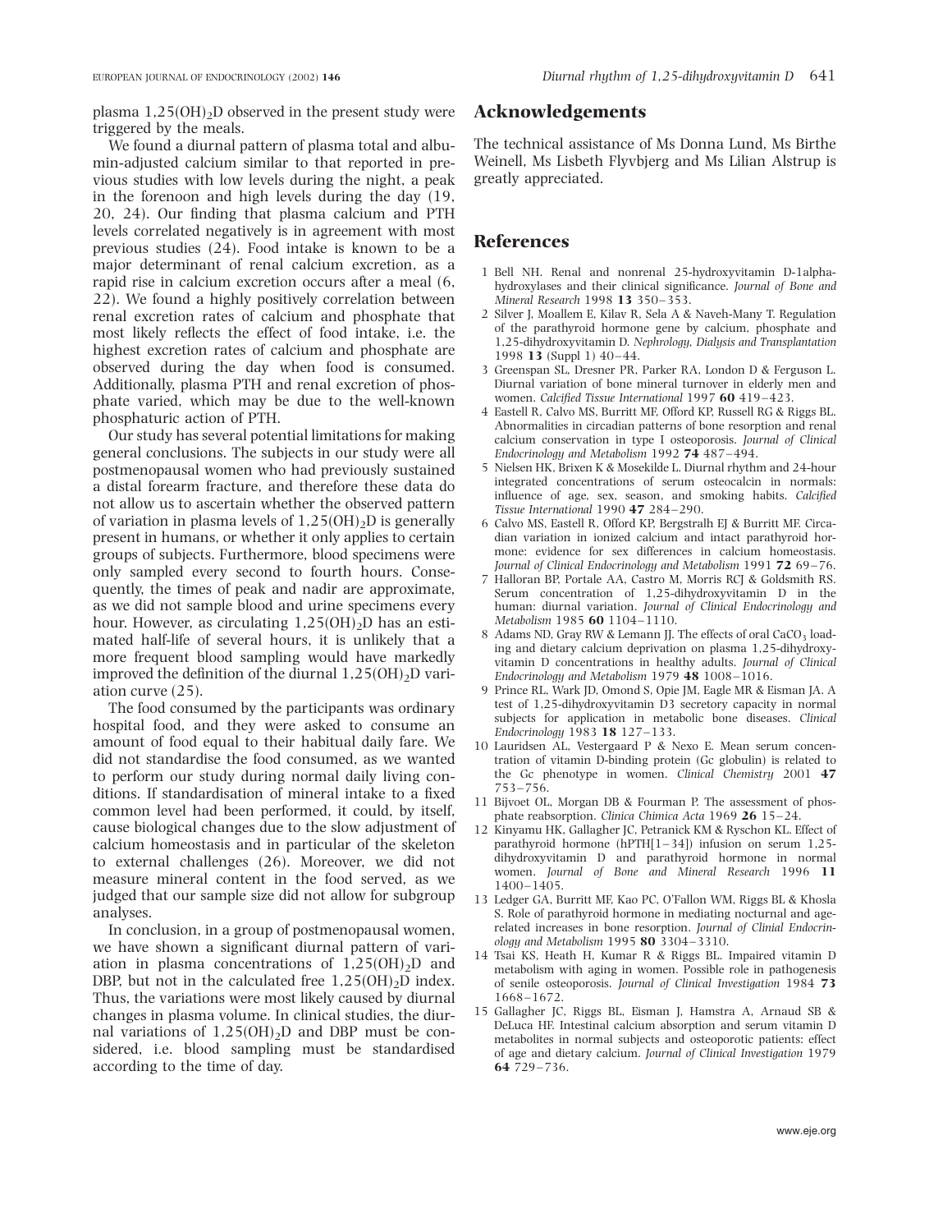plasma $1,25(OH)_2D$ observed in the present study were triggered by the meals.

We found a diurnal pattern of plasma total and albumin-adjusted calcium similar to that reported in previous studies with low levels during the night, a peak in the forenoon and high levels during the day (19, 20, 24). Our finding that plasma calcium and PTH levels correlated negatively is in agreement with most previous studies (24). Food intake is known to be a major determinant of renal calcium excretion, as a rapid rise in calcium excretion occurs after a meal (6, 22). We found a highly positively correlation between renal excretion rates of calcium and phosphate that most likely reflects the effect of food intake, i.e. the highest excretion rates of calcium and phosphate are observed during the day when food is consumed. Additionally, plasma PTH and renal excretion of phosphate varied, which may be due to the well-known phosphaturic action of PTH.

Our study has several potential limitations for making general conclusions. The subjects in our study were all postmenopausal women who had previously sustained a distal forearm fracture, and therefore these data do not allow us to ascertain whether the observed pattern of variation in plasma levels of $1,25(OH)_2D$ is generally present in humans, or whether it only applies to certain groups of subjects. Furthermore, blood specimens were only sampled every second to fourth hours. Consequently, the times of peak and nadir are approximate, as we did not sample blood and urine specimens every hour. However, as circulating $1,25(OH)_2D$ has an estimated half-life of several hours, it is unlikely that a more frequent blood sampling would have markedly improved the definition of the diurnal $1,25(OH)_2D$ variation curve (25).

The food consumed by the participants was ordinary hospital food, and they were asked to consume an amount of food equal to their habitual daily fare. We did not standardise the food consumed, as we wanted to perform our study during normal daily living conditions. If standardisation of mineral intake to a fixed common level had been performed, it could, by itself, cause biological changes due to the slow adjustment of calcium homeostasis and in particular of the skeleton to external challenges (26). Moreover, we did not measure mineral content in the food served, as we judged that our sample size did not allow for subgroup analyses.

In conclusion, in a group of postmenopausal women, we have shown a significant diurnal pattern of variation in plasma concentrations of $1,25(OH)_2D$ and DBP, but not in the calculated free $1,25(OH)_2D$ index. Thus, the variations were most likely caused by diurnal changes in plasma volume. In clinical studies, the diurnal variations of $1,25(OH)_2D$ and DBP must be considered, i.e. blood sampling must be standardised according to the time of day.

## Acknowledgements

The technical assistance of Ms Donna Lund, Ms Birthe Weinell, Ms Lisbeth Flyvbjerg and Ms Lilian Alstrup is greatly appreciated.

## References

1 Bell NH. Renal and nonrenal 25-hydroxyvitamin D-1alpha-hydroxylases and their clinical significance. *Journal of Bone and Mineral Research* 1998 **13** 350–353.

2 Silver J, Moallem E, Kilav R, Sela A & Naveh-Many T. Regulation of the parathyroid hormone gene by calcium, phosphate and 1,25-dihydroxyvitamin D. *Nephrology, Dialysis and Transplantation* 1998 **13** (Suppl 1) 40–44.

3 Greenspan SL, Dresner PR, Parker RA, London D & Ferguson L. Diurnal variation of bone mineral turnover in elderly men and women. *Calcified Tissue International* 1997 **60** 419–423.

4 Eastell R, Calvo MS, Burritt MF, Offord KP, Russell RG & Riggs BL. Abnormalities in circadian patterns of bone resorption and renal calcium conservation in type I osteoporosis. *Journal of Clinical Endocrinology and Metabolism* 1992 **74** 487–494.

5 Nielsen HK, Brixen K & Mosekilde L. Diurnal rhythm and 24-hour integrated concentrations of serum osteocalcin in normals: influence of age, sex, season, and smoking habits. *Calcified Tissue International* 1990 **47** 284–290.

6 Calvo MS, Eastell R, Offord KP, Bergstralh EJ & Burritt MF. Circadian variation in ionized calcium and intact parathyroid hormone: evidence for sex differences in calcium homeostasis. *Journal of Clinical Endocrinology and Metabolism* 1991 **72** 69–76.

7 Halloran BP, Portale AA, Castro M, Morris RCJ & Goldsmith RS. Serum concentration of 1,25-dihydroxyvitamin D in the human: diurnal variation. *Journal of Clinical Endocrinology and Metabolism* 1985 **60** 1104–1110.

8 Adams ND, Gray RW & Lemann JJ. The effects of oral $CaCO_3$ loading and dietary calcium deprivation on plasma 1,25-dihydroxyvitamin D concentrations in healthy adults. *Journal of Clinical Endocrinology and Metabolism* 1979 **48** 1008–1016.

9 Prince RL, Wark JD, Omond S, Opie JM, Eagle MR & Eisman JA. A test of 1,25-dihydroxyvitamin D3 secretory capacity in normal subjects for application in metabolic bone diseases. *Clinical Endocrinology* 1983 **18** 127–133.

10 Lauridsen AL, Vestergaard P & Nexo E. Mean serum concentration of vitamin D-binding protein (Gc globulin) is related to the Gc phenotype in women. *Clinical Chemistry* 2001 **47** 753–756.

11 Bijvoet OL, Morgan DB & Fourman P. The assessment of phosphate reabsorption. *Clinica Chimica Acta* 1969 **26** 15–24.

12 Kinyamu HK, Gallagher JC, Petranick KM & Ryschon KL. Effect of parathyroid hormone (hPTH[1–34]) infusion on serum 1,25-dihydroxyvitamin D and parathyroid hormone in normal women. *Journal of Bone and Mineral Research* 1996 **11** 1400–1405.

13 Ledger GA, Burritt MF, Kao PC, O'Fallon WM, Riggs BL & Khosla S. Role of parathyroid hormone in mediating nocturnal and age-related increases in bone resorption. *Journal of Clinial Endocrinology and Metabolism* 1995 **80** 3304–3310.

14 Tsai KS, Heath H, Kumar R & Riggs BL. Impaired vitamin D metabolism with aging in women. Possible role in pathogenesis of senile osteoporosis. *Journal of Clinical Investigation* 1984 **73** 1668–1672.

15 Gallagher JC, Riggs BL, Eisman J, Hamstra A, Arnaud SB & DeLuca HF. Intestinal calcium absorption and serum vitamin D metabolites in normal subjects and osteoporotic patients: effect of age and dietary calcium. *Journal of Clinical Investigation* 1979 **64** 729–736.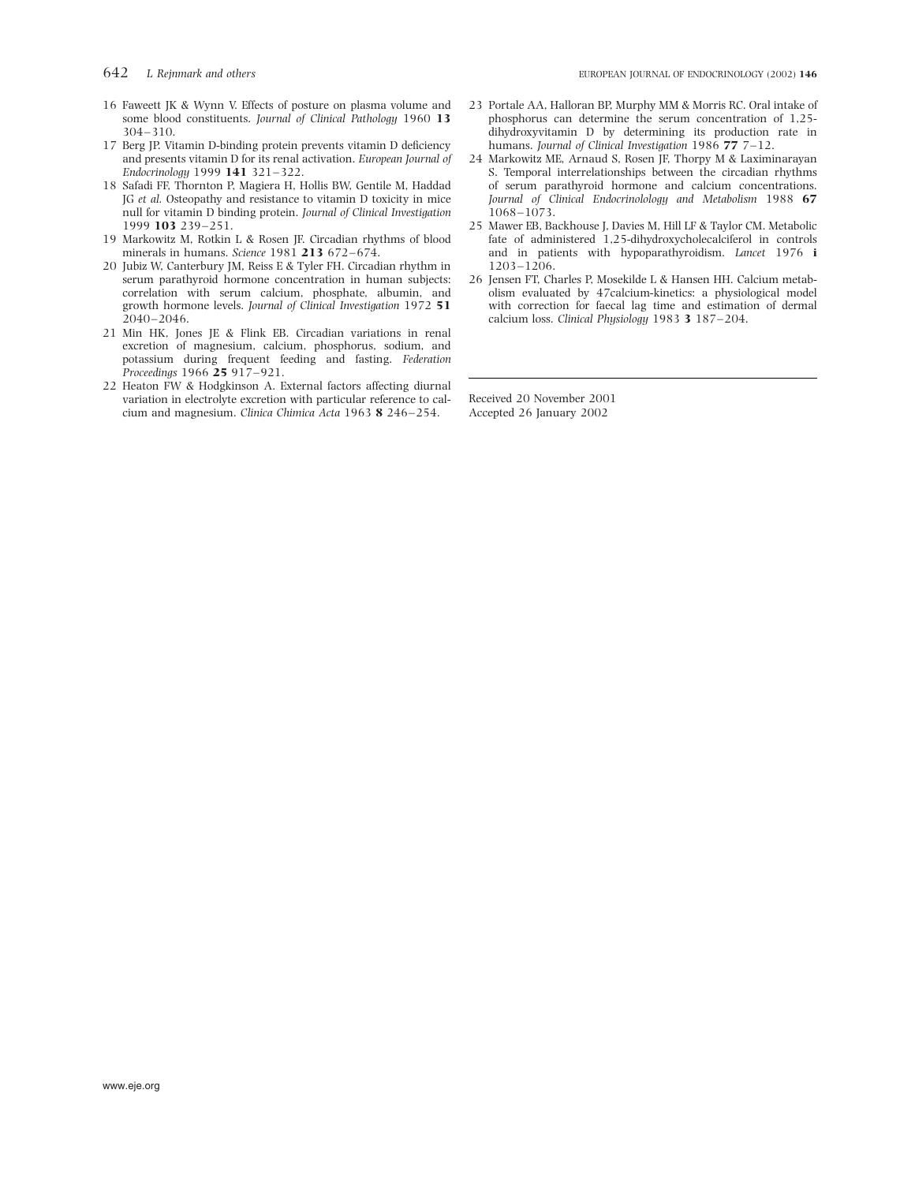16 Fawcett JK & Wynn V. Effects of posture on plasma volume and some blood constituents. *Journal of Clinical Pathology* 1960 **13** 304–310.

17 Berg JP. Vitamin D-binding protein prevents vitamin D deficiency and presents vitamin D for its renal activation. *European Journal of Endocrinology* 1999 **141** 321–322.

18 Safadi FF, Thornton P, Magiera H, Hollis BW, Gentile M, Haddad JG *et al.* Osteopathy and resistance to vitamin D toxicity in mice null for vitamin D binding protein. *Journal of Clinical Investigation* 1999 **103** 239–251.

19 Markowitz M, Rotkin L & Rosen JF. Circadian rhythms of blood minerals in humans. *Science* 1981 **213** 672–674.

20 Jubiz W, Canterbury JM, Reiss E & Tyler FH. Circadian rhythm in serum parathyroid hormone concentration in human subjects: correlation with serum calcium, phosphate, albumin, and growth hormone levels. *Journal of Clinical Investigation* 1972 **51** 2040–2046.

21 Min HK, Jones JE & Flink EB. Circadian variations in renal excretion of magnesium, calcium, phosphorus, sodium, and potassium during frequent feeding and fasting. *Federation Proceedings* 1966 **25** 917–921.

22 Heaton FW & Hodgkinson A. External factors affecting diurnal variation in electrolyte excretion with particular reference to calcium and magnesium. *Clinica Chimica Acta* 1963 **8** 246–254.

23 Portale AA, Halloran BP, Murphy MM & Morris RC. Oral intake of phosphorus can determine the serum concentration of 1,25-dihydroxyvitamin D by determining its production rate in humans. *Journal of Clinical Investigation* 1986 **77** 7–12.

24 Markowitz ME, Arnaud S, Rosen JF, Thorpy M & Laximinarayan S. Temporal interrelationships between the circadian rhythms of serum parathyroid hormone and calcium concentrations. *Journal of Clinical Endocrinolology and Metabolism* 1988 **67** 1068–1073.

25 Mawer EB, Backhouse J, Davies M, Hill LF & Taylor CM. Metabolic fate of administered 1,25-dihydroxycholecalciferol in controls and in patients with hypoparathyroidism. *Lancet* 1976 **i** 1203–1206.

26 Jensen FT, Charles P, Mosekilde L & Hansen HH. Calcium metabolism evaluated by 47calcium-kinetics: a physiological model with correction for faecal lag time and estimation of dermal calcium loss. *Clinical Physiology* 1983 **3** 187–204.

---

Received 20 November 2001
Accepted 26 January 2002